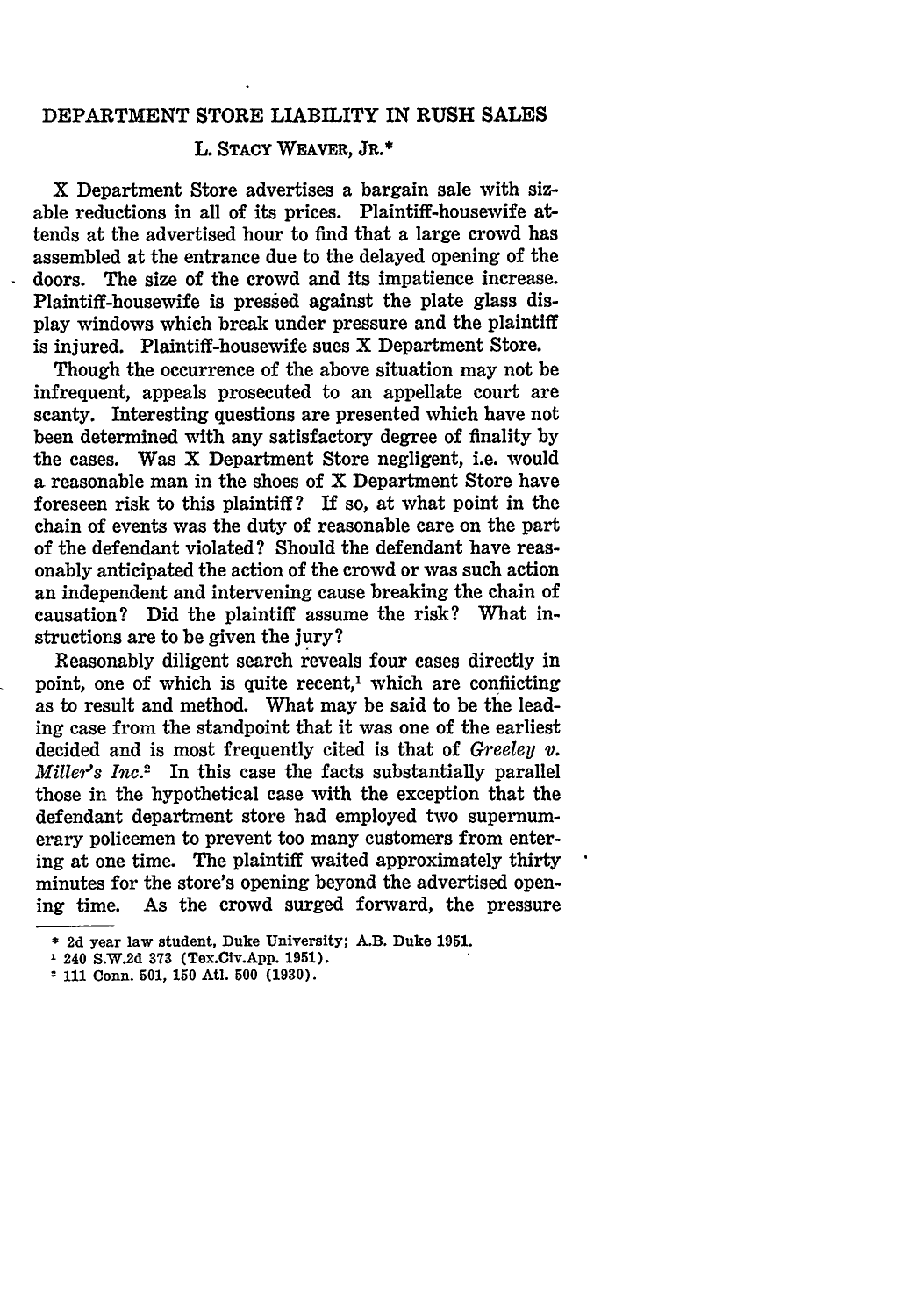# DEPARTMENT STORE LIABILITY IN RUSH SALES

L. STACY WEAVER, JR.*

X Department Store advertises a bargain sale with sizable reductions in all of its prices. Plaintiff-housewife attends at the advertised hour to find that a large crowd has assembled at the entrance due to the delayed opening of the doors. The size of the crowd and its impatience increase. Plaintiff-housewife is pressed against the plate glass display windows which break under pressure and the plaintiff is injured. Plaintiff-housewife sues X Department Store.

Though the occurrence of the above situation may not be infrequent, appeals prosecuted to an appellate court are scanty. Interesting questions are presented which have not been determined with any satisfactory degree of finality by the cases. Was X Department Store negligent, i.e. would a reasonable man in the shoes of X Department Store have foreseen risk to this plaintiff? If so, at what point in the chain of events was the duty of reasonable care on the part of the defendant violated? Should the defendant have reasonably anticipated the action of the crowd or was such action an independent and intervening cause breaking the chain of causation? Did the plaintiff assume the risk? What instructions are to be given the jury?

Reasonably diligent search reveals four cases directly in point, one of which is quite recent,[1] which are conflicting as to result and method. What may be said to be the leading case from the standpoint that it was one of the earliest decided and is most frequently cited is that of *Greeley v. Miller's Inc.*[2] In this case the facts substantially parallel those in the hypothetical case with the exception that the defendant department store had employed two supernumerary policemen to prevent too many customers from entering at one time. The plaintiff waited approximately thirty minutes for the store's opening beyond the advertised opening time. As the crowd surged forward, the pressure

---

\* 2d year law student, Duke University; A.B. Duke 1951.

[1] 240 S.W.2d 373 (Tex.Civ.App. 1951).

[2] 111 Conn. 501, 150 Atl. 500 (1930).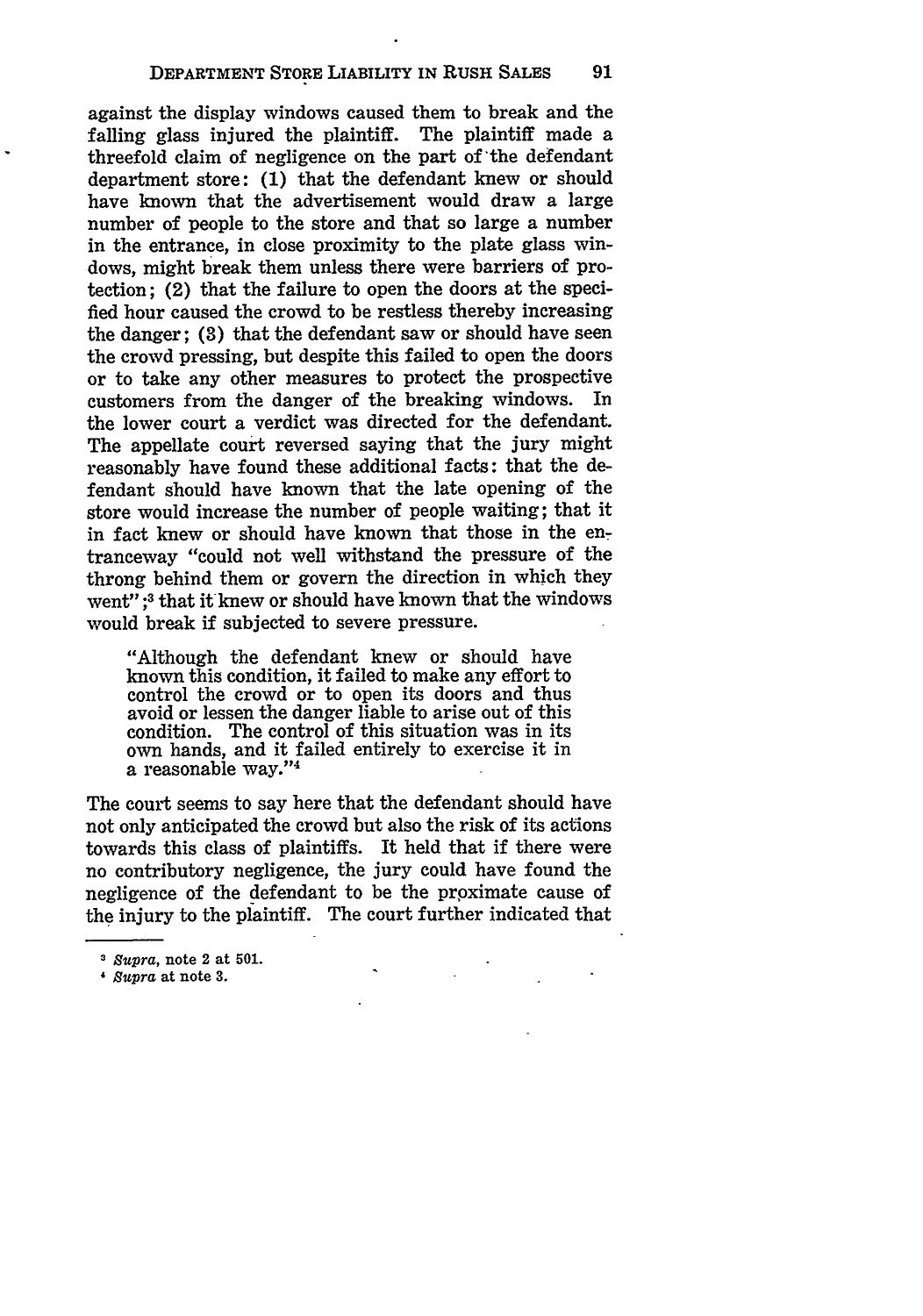against the display windows caused them to break and the falling glass injured the plaintiff. The plaintiff made a threefold claim of negligence on the part of the defendant department store: (1) that the defendant knew or should have known that the advertisement would draw a large number of people to the store and that so large a number in the entrance, in close proximity to the plate glass windows, might break them unless there were barriers of protection; (2) that the failure to open the doors at the specified hour caused the crowd to be restless thereby increasing the danger; (3) that the defendant saw or should have seen the crowd pressing, but despite this failed to open the doors or to take any other measures to protect the prospective customers from the danger of the breaking windows. In the lower court a verdict was directed for the defendant. The appellate court reversed saying that the jury might reasonably have found these additional facts: that the defendant should have known that the late opening of the store would increase the number of people waiting; that it in fact knew or should have known that those in the entranceway "could not well withstand the pressure of the throng behind them or govern the direction in which they went";[3] that it knew or should have known that the windows would break if subjected to severe pressure.

> "Although the defendant knew or should have known this condition, it failed to make any effort to control the crowd or to open its doors and thus avoid or lessen the danger liable to arise out of this condition. The control of this situation was in its own hands, and it failed entirely to exercise it in a reasonable way."[4]

The court seems to say here that the defendant should have not only anticipated the crowd but also the risk of its actions towards this class of plaintiffs. It held that if there were no contributory negligence, the jury could have found the negligence of the defendant to be the proximate cause of the injury to the plaintiff. The court further indicated that

---

[3] *Supra*, note 2 at 501.

[4] *Supra* at note 3.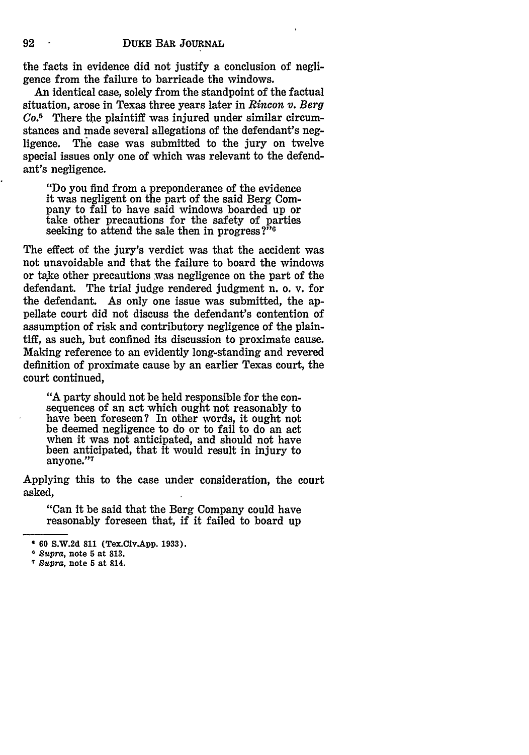the facts in evidence did not justify a conclusion of negligence from the failure to barricade the windows.

An identical case, solely from the standpoint of the factual situation, arose in Texas three years later in *Rincon v. Berg Co.*[5] There the plaintiff was injured under similar circumstances and made several allegations of the defendant's negligence. The case was submitted to the jury on twelve special issues only one of which was relevant to the defendant's negligence.

> "Do you find from a preponderance of the evidence it was negligent on the part of the said Berg Company to fail to have said windows boarded up or take other precautions for the safety of parties seeking to attend the sale then in progress?"[6]

The effect of the jury's verdict was that the accident was not unavoidable and that the failure to board the windows or take other precautions was negligence on the part of the defendant. The trial judge rendered judgment n. o. v. for the defendant. As only one issue was submitted, the appellate court did not discuss the defendant's contention of assumption of risk and contributory negligence of the plaintiff, as such, but confined its discussion to proximate cause. Making reference to an evidently long-standing and revered definition of proximate cause by an earlier Texas court, the court continued,

> "A party should not be held responsible for the consequences of an act which ought not reasonably to have been foreseen? In other words, it ought not be deemed negligence to do or to fail to do an act when it was not anticipated, and should not have been anticipated, that it would result in injury to anyone."[7]

Applying this to the case under consideration, the court asked,

> "Can it be said that the Berg Company could have reasonably foreseen that, if it failed to board up

---

[5] 60 S.W.2d 811 (Tex.Civ.App. 1933).

[6] *Supra*, note 5 at 813.

[7] *Supra*, note 5 at 814.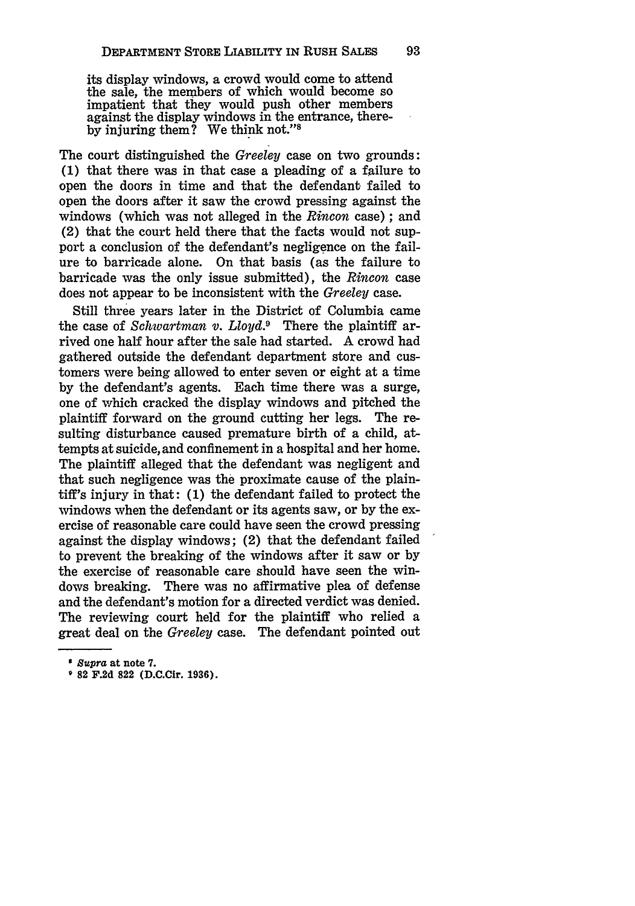its display windows, a crowd would come to attend the sale, the members of which would become so impatient that they would push other members against the display windows in the entrance, thereby injuring them? We think not."[8]

The court distinguished the *Greeley* case on two grounds: (1) that there was in that case a pleading of a failure to open the doors in time and that the defendant failed to open the doors after it saw the crowd pressing against the windows (which was not alleged in the *Rincon* case); and (2) that the court held there that the facts would not support a conclusion of the defendant's negligence on the failure to barricade alone. On that basis (as the failure to barricade was the only issue submitted), the *Rincon* case does not appear to be inconsistent with the *Greeley* case.

Still three years later in the District of Columbia came the case of *Schwartman v. Lloyd*.[9] There the plaintiff arrived one half hour after the sale had started. A crowd had gathered outside the defendant department store and customers were being allowed to enter seven or eight at a time by the defendant's agents. Each time there was a surge, one of which cracked the display windows and pitched the plaintiff forward on the ground cutting her legs. The resulting disturbance caused premature birth of a child, attempts at suicide, and confinement in a hospital and her home. The plaintiff alleged that the defendant was negligent and that such negligence was the proximate cause of the plaintiff's injury in that: (1) the defendant failed to protect the windows when the defendant or its agents saw, or by the exercise of reasonable care could have seen the crowd pressing against the display windows; (2) that the defendant failed to prevent the breaking of the windows after it saw or by the exercise of reasonable care should have seen the windows breaking. There was no affirmative plea of defense and the defendant's motion for a directed verdict was denied. The reviewing court held for the plaintiff who relied a great deal on the *Greeley* case. The defendant pointed out

---

[8] *Supra* at note 7.

[9] 82 F.2d 822 (D.C.Cir. 1936).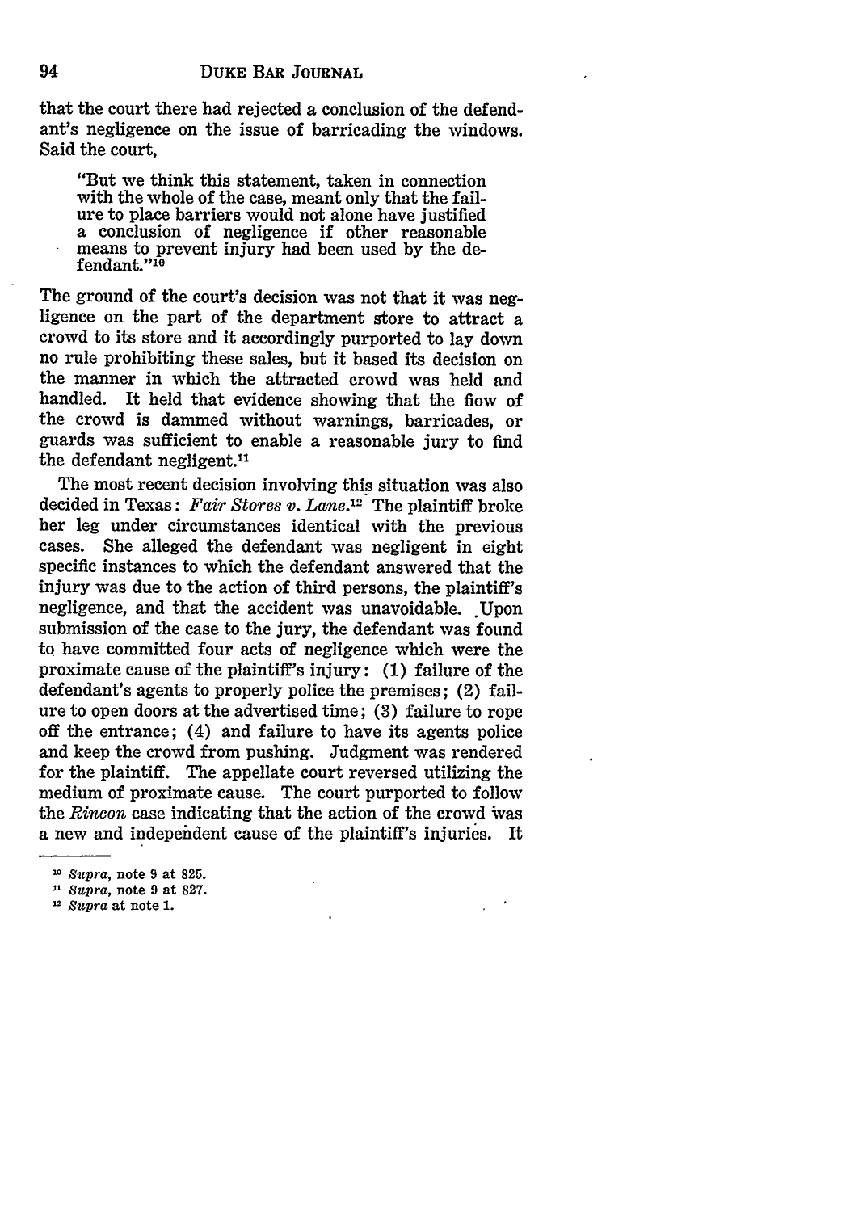that the court there had rejected a conclusion of the defendant's negligence on the issue of barricading the windows. Said the court,

> "But we think this statement, taken in connection with the whole of the case, meant only that the failure to place barriers would not alone have justified a conclusion of negligence if other reasonable means to prevent injury had been used by the defendant."[10]

The ground of the court's decision was not that it was negligence on the part of the department store to attract a crowd to its store and it accordingly purported to lay down no rule prohibiting these sales, but it based its decision on the manner in which the attracted crowd was held and handled. It held that evidence showing that the flow of the crowd is dammed without warnings, barricades, or guards was sufficient to enable a reasonable jury to find the defendant negligent.[11]

The most recent decision involving this situation was also decided in Texas: *Fair Stores v. Lane*.[12] The plaintiff broke her leg under circumstances identical with the previous cases. She alleged the defendant was negligent in eight specific instances to which the defendant answered that the injury was due to the action of third persons, the plaintiff's negligence, and that the accident was unavoidable. Upon submission of the case to the jury, the defendant was found to have committed four acts of negligence which were the proximate cause of the plaintiff's injury: (1) failure of the defendant's agents to properly police the premises; (2) failure to open doors at the advertised time; (3) failure to rope off the entrance; (4) and failure to have its agents police and keep the crowd from pushing. Judgment was rendered for the plaintiff. The appellate court reversed utilizing the medium of proximate cause. The court purported to follow the *Rincon* case indicating that the action of the crowd was a new and independent cause of the plaintiff's injuries. It

---

[10] *Supra*, note 9 at 825.

[11] *Supra*, note 9 at 827.

[12] *Supra* at note 1.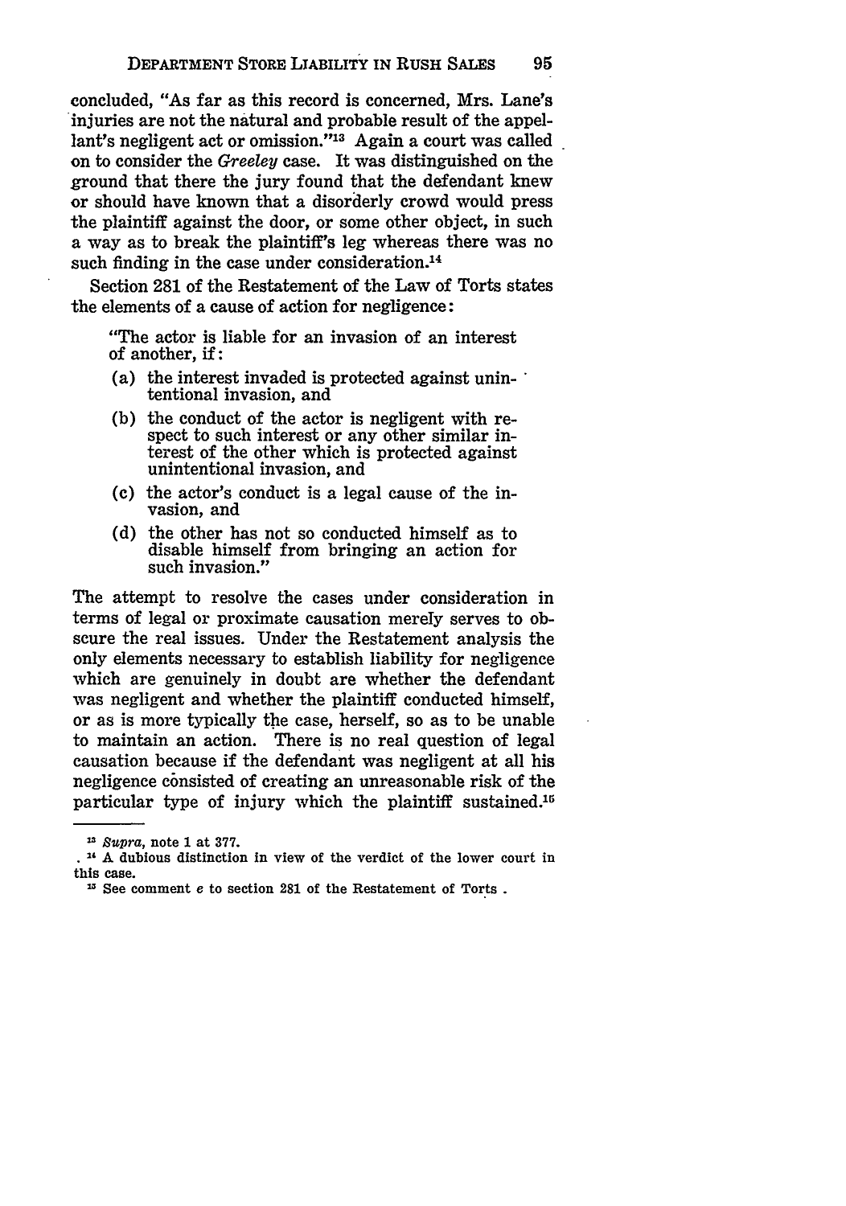concluded, "As far as this record is concerned, Mrs. Lane's injuries are not the natural and probable result of the appellant's negligent act or omission."[13] Again a court was called on to consider the *Greeley* case. It was distinguished on the ground that there the jury found that the defendant knew or should have known that a disorderly crowd would press the plaintiff against the door, or some other object, in such a way as to break the plaintiff's leg whereas there was no such finding in the case under consideration.[14]

Section 281 of the Restatement of the Law of Torts states the elements of a cause of action for negligence:

> "The actor is liable for an invasion of an interest of another, if:
>
> (a) the interest invaded is protected against unintentional invasion, and
>
> (b) the conduct of the actor is negligent with respect to such interest or any other similar interest of the other which is protected against unintentional invasion, and
>
> (c) the actor's conduct is a legal cause of the invasion, and
>
> (d) the other has not so conducted himself as to disable himself from bringing an action for such invasion."

The attempt to resolve the cases under consideration in terms of legal or proximate causation merely serves to obscure the real issues. Under the Restatement analysis the only elements necessary to establish liability for negligence which are genuinely in doubt are whether the defendant was negligent and whether the plaintiff conducted himself, or as is more typically the case, herself, so as to be unable to maintain an action. There is no real question of legal causation because if the defendant was negligent at all his negligence consisted of creating an unreasonable risk of the particular type of injury which the plaintiff sustained.[15]

---

[13] *Supra*, note 1 at 377.

[14] A dubious distinction in view of the verdict of the lower court in this case.

[15] See comment *e* to section 281 of the Restatement of Torts.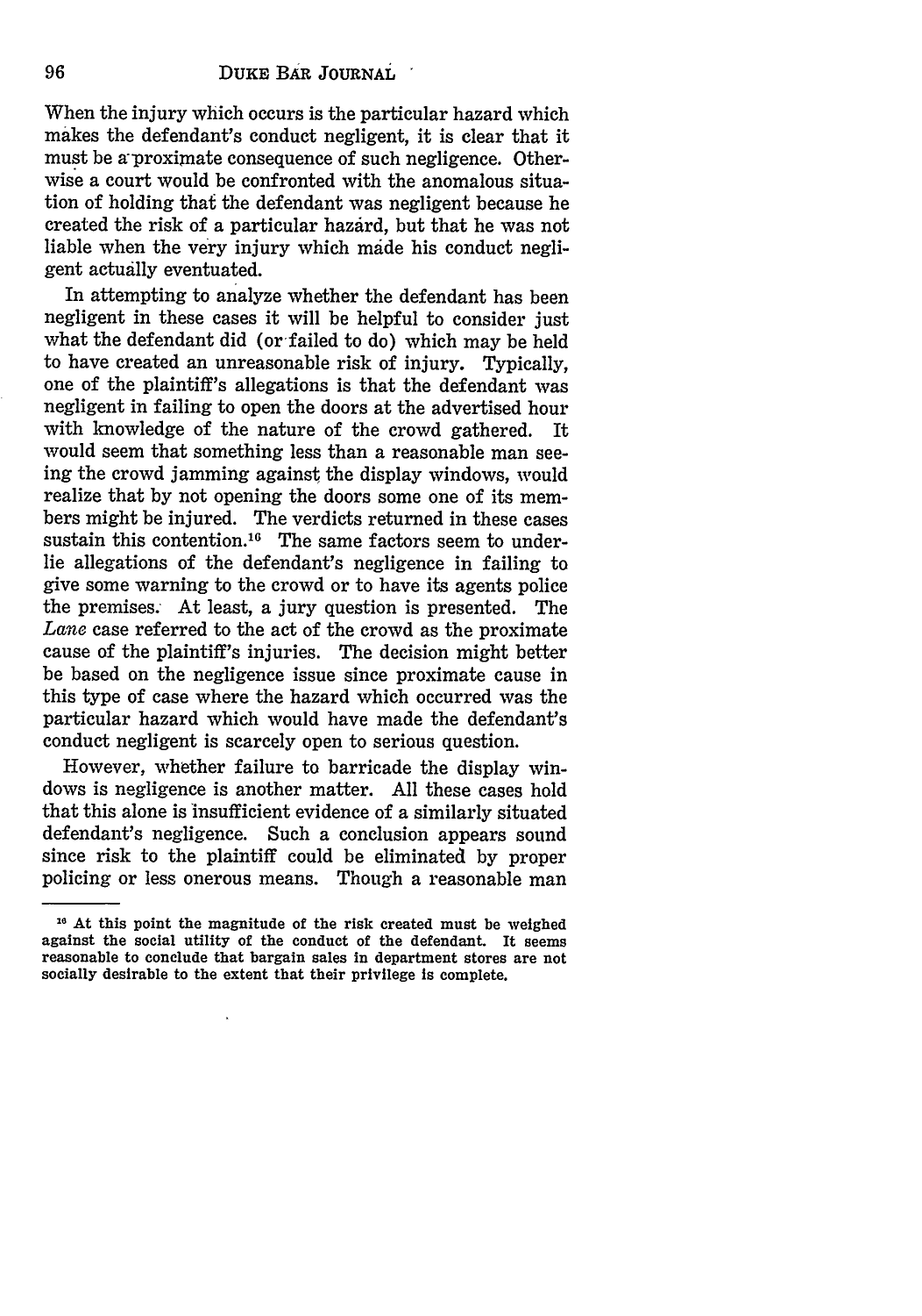When the injury which occurs is the particular hazard which makes the defendant's conduct negligent, it is clear that it must be a proximate consequence of such negligence. Otherwise a court would be confronted with the anomalous situation of holding that the defendant was negligent because he created the risk of a particular hazard, but that he was not liable when the very injury which made his conduct negligent actually eventuated.

In attempting to analyze whether the defendant has been negligent in these cases it will be helpful to consider just what the defendant did (or failed to do) which may be held to have created an unreasonable risk of injury. Typically, one of the plaintiff's allegations is that the defendant was negligent in failing to open the doors at the advertised hour with knowledge of the nature of the crowd gathered. It would seem that something less than a reasonable man seeing the crowd jamming against the display windows, would realize that by not opening the doors some one of its members might be injured. The verdicts returned in these cases sustain this contention.[16] The same factors seem to underlie allegations of the defendant's negligence in failing to give some warning to the crowd or to have its agents police the premises. At least, a jury question is presented. The *Lane* case referred to the act of the crowd as the proximate cause of the plaintiff's injuries. The decision might better be based on the negligence issue since proximate cause in this type of case where the hazard which occurred was the particular hazard which would have made the defendant's conduct negligent is scarcely open to serious question.

However, whether failure to barricade the display windows is negligence is another matter. All these cases hold that this alone is insufficient evidence of a similarly situated defendant's negligence. Such a conclusion appears sound since risk to the plaintiff could be eliminated by proper policing or less onerous means. Though a reasonable man

---

[16] At this point the magnitude of the risk created must be weighed against the social utility of the conduct of the defendant. It seems reasonable to conclude that bargain sales in department stores are not socially desirable to the extent that their privilege is complete.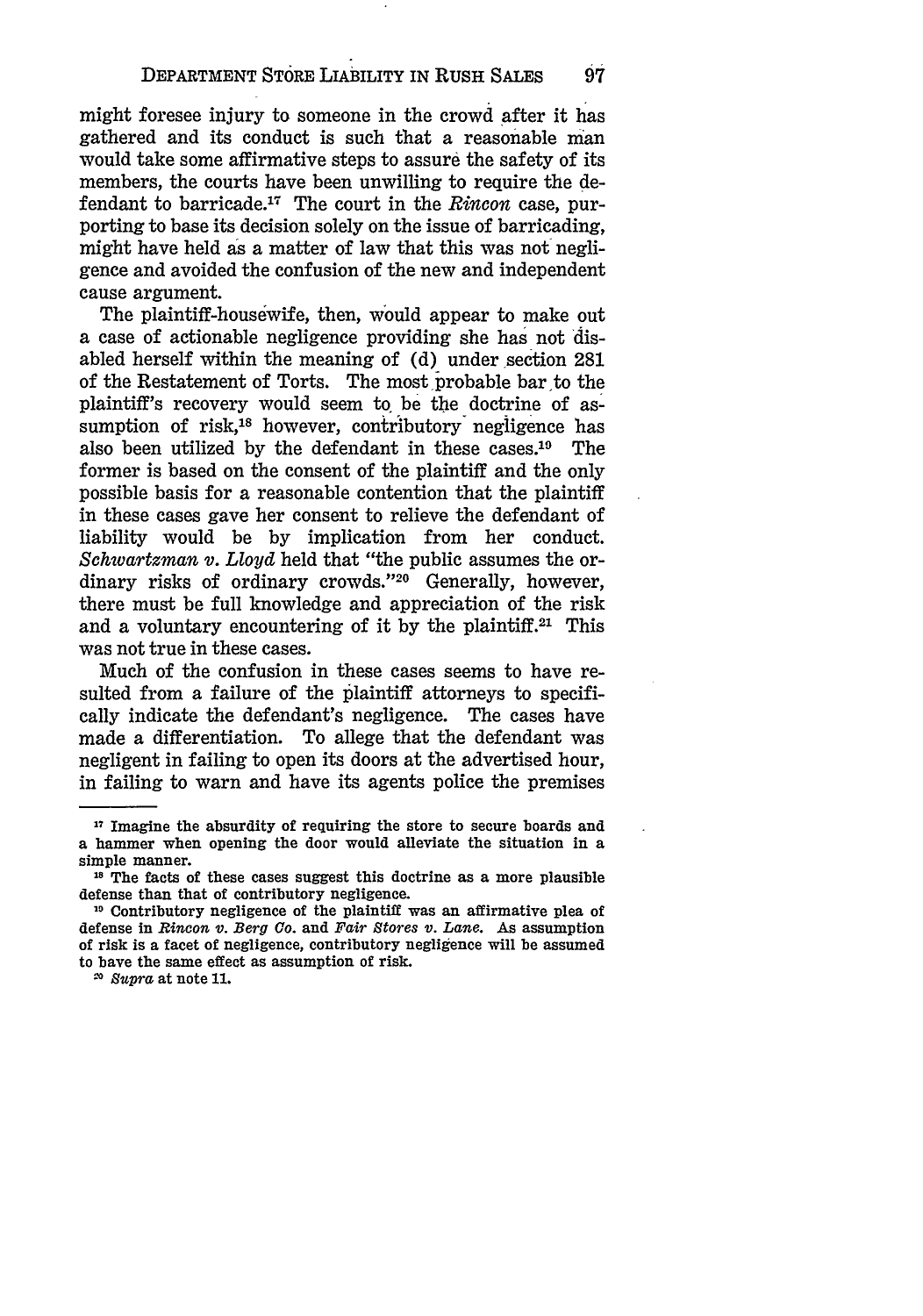might foresee injury to someone in the crowd after it has gathered and its conduct is such that a reasonable man would take some affirmative steps to assure the safety of its members, the courts have been unwilling to require the defendant to barricade.[17] The court in the *Rincon* case, purporting to base its decision solely on the issue of barricading, might have held as a matter of law that this was not negligence and avoided the confusion of the new and independent cause argument.

The plaintiff-housewife, then, would appear to make out a case of actionable negligence providing she has not disabled herself within the meaning of (d) under section 281 of the Restatement of Torts. The most probable bar to the plaintiff's recovery would seem to be the doctrine of assumption of risk,[18] however, contributory negligence has also been utilized by the defendant in these cases.[19] The former is based on the consent of the plaintiff and the only possible basis for a reasonable contention that the plaintiff in these cases gave her consent to relieve the defendant of liability would be by implication from her conduct. *Schwartzman v. Lloyd* held that "the public assumes the ordinary risks of ordinary crowds."[20] Generally, however, there must be full knowledge and appreciation of the risk and a voluntary encountering of it by the plaintiff.[21] This was not true in these cases.

Much of the confusion in these cases seems to have resulted from a failure of the plaintiff attorneys to specifically indicate the defendant's negligence. The cases have made a differentiation. To allege that the defendant was negligent in failing to open its doors at the advertised hour, in failing to warn and have its agents police the premises

---

[17] Imagine the absurdity of requiring the store to secure boards and a hammer when opening the door would alleviate the situation in a simple manner.

[18] The facts of these cases suggest this doctrine as a more plausible defense than that of contributory negligence.

[19] Contributory negligence of the plaintiff was an affirmative plea of defense in *Rincon v. Berg Co.* and *Fair Stores v. Lane.* As assumption of risk is a facet of negligence, contributory negligence will be assumed to have the same effect as assumption of risk.

[20] *Supra* at note 11.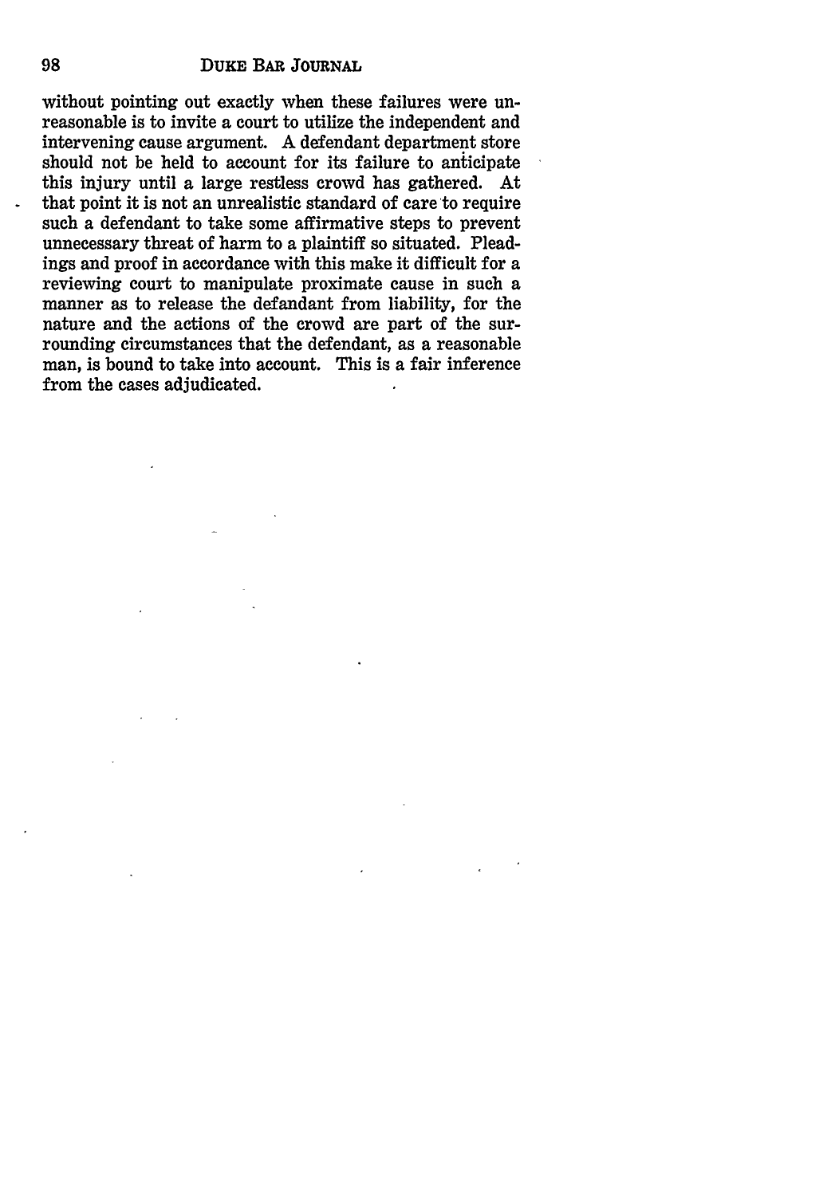without pointing out exactly when these failures were unreasonable is to invite a court to utilize the independent and intervening cause argument. A defendant department store should not be held to account for its failure to anticipate this injury until a large restless crowd has gathered. At that point it is not an unrealistic standard of care to require such a defendant to take some affirmative steps to prevent unnecessary threat of harm to a plaintiff so situated. Pleadings and proof in accordance with this make it difficult for a reviewing court to manipulate proximate cause in such a manner as to release the defandant from liability, for the nature and the actions of the crowd are part of the surrounding circumstances that the defendant, as a reasonable man, is bound to take into account. This is a fair inference from the cases adjudicated.